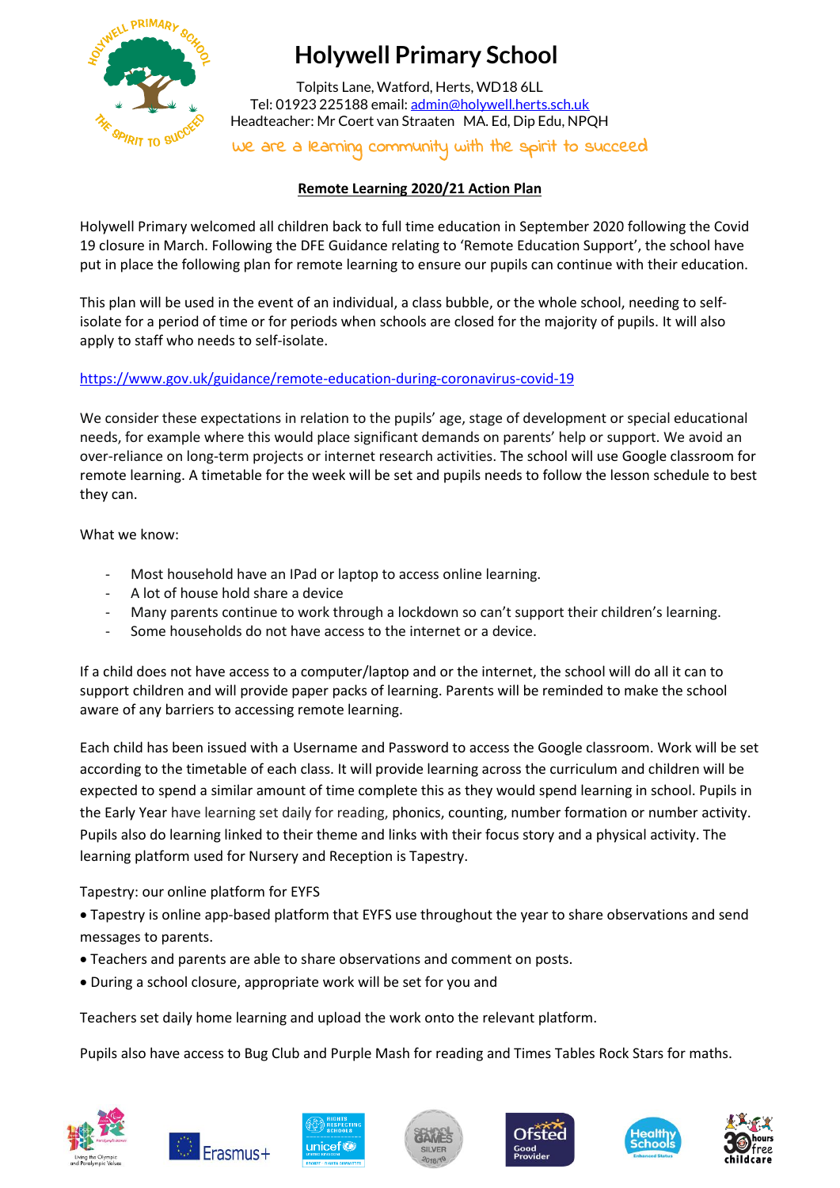# Holywell Primary School

Tolpits Lane, Watford, Herts, WD18 6LL
Tel: 01923 225188 email: admin@holywell.herts.sch.uk
Headteacher: Mr Coert van Straaten MA. Ed, Dip Edu, NPQH

*We are a learning community with the spirit to succeed*

## Remote Learning 2020/21 Action Plan

Holywell Primary welcomed all children back to full time education in September 2020 following the Covid 19 closure in March. Following the DFE Guidance relating to 'Remote Education Support', the school have put in place the following plan for remote learning to ensure our pupils can continue with their education.

This plan will be used in the event of an individual, a class bubble, or the whole school, needing to self-isolate for a period of time or for periods when schools are closed for the majority of pupils. It will also apply to staff who needs to self-isolate.

https://www.gov.uk/guidance/remote-education-during-coronavirus-covid-19

We consider these expectations in relation to the pupils' age, stage of development or special educational needs, for example where this would place significant demands on parents' help or support. We avoid an over-reliance on long-term projects or internet research activities. The school will use Google classroom for remote learning. A timetable for the week will be set and pupils needs to follow the lesson schedule to best they can.

What we know:

- Most household have an IPad or laptop to access online learning.
- A lot of house hold share a device
- Many parents continue to work through a lockdown so can't support their children's learning.
- Some households do not have access to the internet or a device.

If a child does not have access to a computer/laptop and or the internet, the school will do all it can to support children and will provide paper packs of learning. Parents will be reminded to make the school aware of any barriers to accessing remote learning.

Each child has been issued with a Username and Password to access the Google classroom. Work will be set according to the timetable of each class. It will provide learning across the curriculum and children will be expected to spend a similar amount of time complete this as they would spend learning in school. Pupils in the Early Year have learning set daily for reading, phonics, counting, number formation or number activity. Pupils also do learning linked to their theme and links with their focus story and a physical activity. The learning platform used for Nursery and Reception is Tapestry.

Tapestry: our online platform for EYFS

- Tapestry is online app-based platform that EYFS use throughout the year to share observations and send messages to parents.
- Teachers and parents are able to share observations and comment on posts.
- During a school closure, appropriate work will be set for you and

Teachers set daily home learning and upload the work onto the relevant platform.

Pupils also have access to Bug Club and Purple Mash for reading and Times Tables Rock Stars for maths.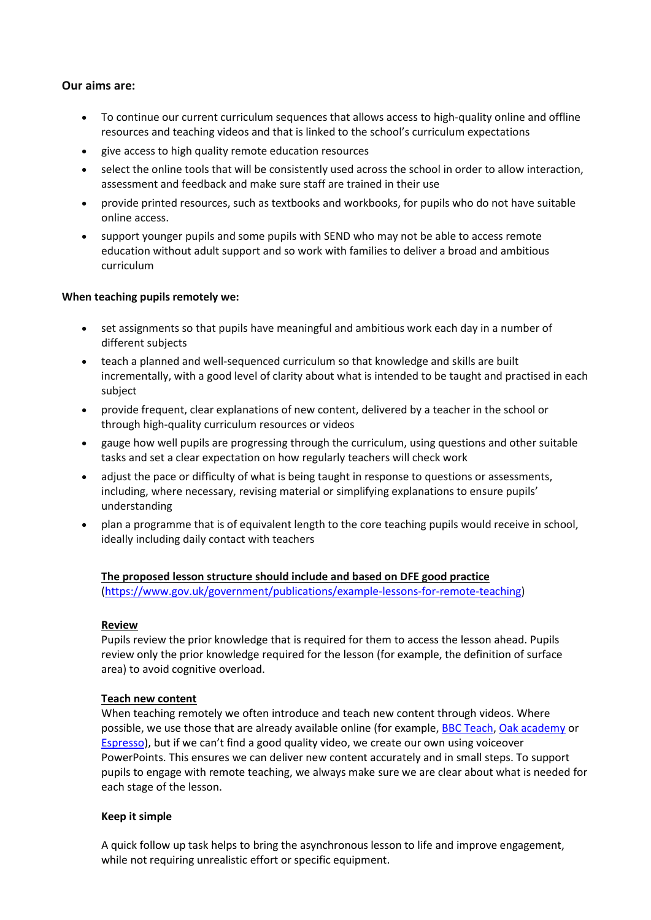**Our aims are:**

- To continue our current curriculum sequences that allows access to high-quality online and offline resources and teaching videos and that is linked to the school's curriculum expectations
- give access to high quality remote education resources
- select the online tools that will be consistently used across the school in order to allow interaction, assessment and feedback and make sure staff are trained in their use
- provide printed resources, such as textbooks and workbooks, for pupils who do not have suitable online access.
- support younger pupils and some pupils with SEND who may not be able to access remote education without adult support and so work with families to deliver a broad and ambitious curriculum

**When teaching pupils remotely we:**

- set assignments so that pupils have meaningful and ambitious work each day in a number of different subjects
- teach a planned and well-sequenced curriculum so that knowledge and skills are built incrementally, with a good level of clarity about what is intended to be taught and practised in each subject
- provide frequent, clear explanations of new content, delivered by a teacher in the school or through high-quality curriculum resources or videos
- gauge how well pupils are progressing through the curriculum, using questions and other suitable tasks and set a clear expectation on how regularly teachers will check work
- adjust the pace or difficulty of what is being taught in response to questions or assessments, including, where necessary, revising material or simplifying explanations to ensure pupils' understanding
- plan a programme that is of equivalent length to the core teaching pupils would receive in school, ideally including daily contact with teachers

**The proposed lesson structure should include and based on DFE good practice**
([https://www.gov.uk/government/publications/example-lessons-for-remote-teaching](https://www.gov.uk/government/publications/example-lessons-for-remote-teaching))

**Review**

Pupils review the prior knowledge that is required for them to access the lesson ahead. Pupils review only the prior knowledge required for the lesson (for example, the definition of surface area) to avoid cognitive overload.

**Teach new content**

When teaching remotely we often introduce and teach new content through videos. Where possible, we use those that are already available online (for example, BBC Teach, Oak academy or Espresso), but if we can't find a good quality video, we create our own using voiceover PowerPoints. This ensures we can deliver new content accurately and in small steps. To support pupils to engage with remote teaching, we always make sure we are clear about what is needed for each stage of the lesson.

**Keep it simple**

A quick follow up task helps to bring the asynchronous lesson to life and improve engagement, while not requiring unrealistic effort or specific equipment.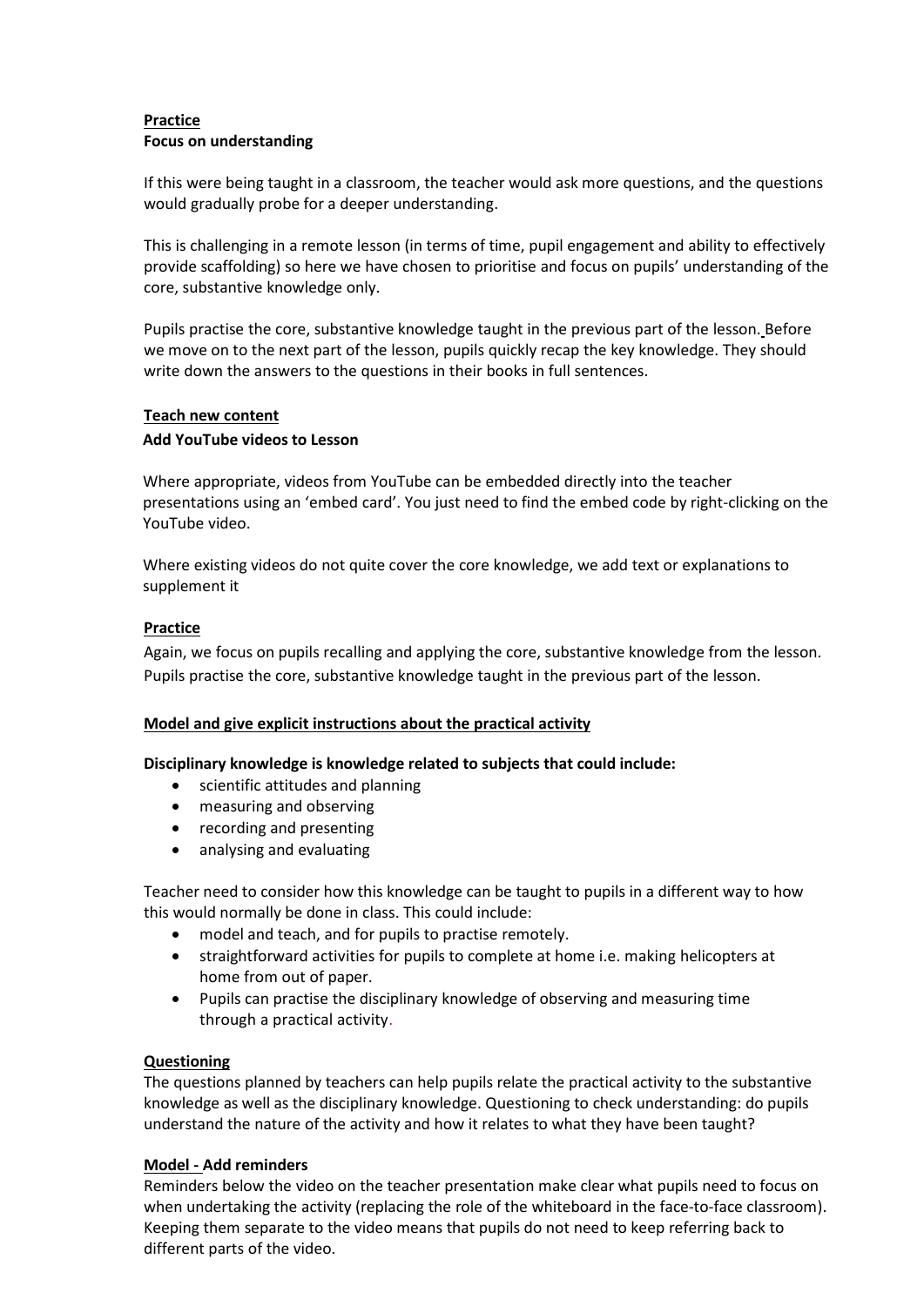**Practice**

**Focus on understanding**

If this were being taught in a classroom, the teacher would ask more questions, and the questions would gradually probe for a deeper understanding.

This is challenging in a remote lesson (in terms of time, pupil engagement and ability to effectively provide scaffolding) so here we have chosen to prioritise and focus on pupils' understanding of the core, substantive knowledge only.

Pupils practise the core, substantive knowledge taught in the previous part of the lesson. Before we move on to the next part of the lesson, pupils quickly recap the key knowledge. They should write down the answers to the questions in their books in full sentences.

**Teach new content**

**Add YouTube videos to Lesson**

Where appropriate, videos from YouTube can be embedded directly into the teacher presentations using an 'embed card'. You just need to find the embed code by right-clicking on the YouTube video.

Where existing videos do not quite cover the core knowledge, we add text or explanations to supplement it

**Practice**

Again, we focus on pupils recalling and applying the core, substantive knowledge from the lesson. Pupils practise the core, substantive knowledge taught in the previous part of the lesson.

**Model and give explicit instructions about the practical activity**

**Disciplinary knowledge is knowledge related to subjects that could include:**

- scientific attitudes and planning
- measuring and observing
- recording and presenting
- analysing and evaluating

Teacher need to consider how this knowledge can be taught to pupils in a different way to how this would normally be done in class. This could include:

- model and teach, and for pupils to practise remotely.
- straightforward activities for pupils to complete at home i.e. making helicopters at home from out of paper.
- Pupils can practise the disciplinary knowledge of observing and measuring time through a practical activity.

**Questioning**

The questions planned by teachers can help pupils relate the practical activity to the substantive knowledge as well as the disciplinary knowledge. Questioning to check understanding: do pupils understand the nature of the activity and how it relates to what they have been taught?

**Model - Add reminders**

Reminders below the video on the teacher presentation make clear what pupils need to focus on when undertaking the activity (replacing the role of the whiteboard in the face-to-face classroom). Keeping them separate to the video means that pupils do not need to keep referring back to different parts of the video.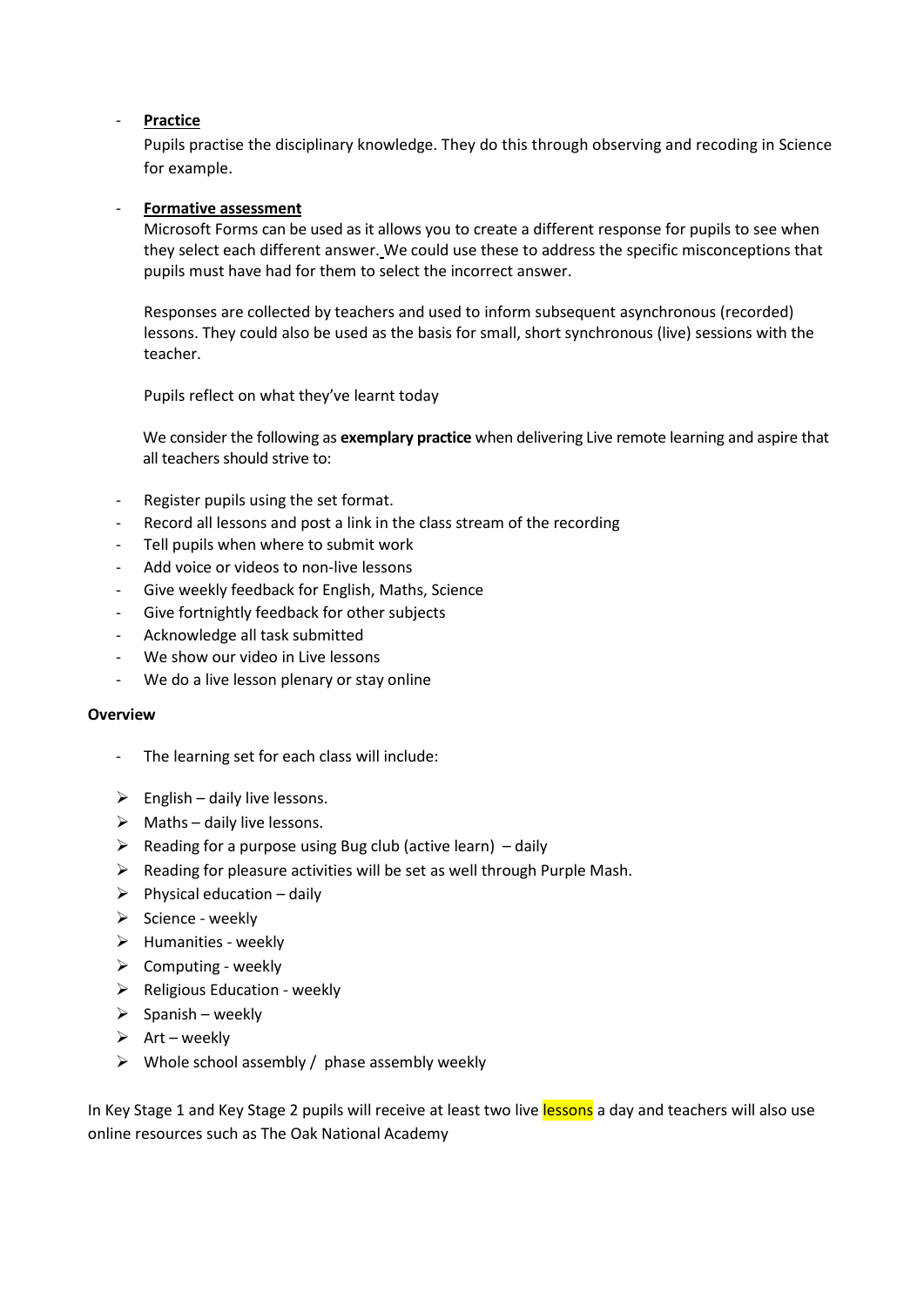- **Practice**

  Pupils practise the disciplinary knowledge. They do this through observing and recoding in Science for example.

- **Formative assessment**

  Microsoft Forms can be used as it allows you to create a different response for pupils to see when they select each different answer. We could use these to address the specific misconceptions that pupils must have had for them to select the incorrect answer.

  Responses are collected by teachers and used to inform subsequent asynchronous (recorded) lessons. They could also be used as the basis for small, short synchronous (live) sessions with the teacher.

  Pupils reflect on what they've learnt today

  We consider the following as **exemplary practice** when delivering Live remote learning and aspire that all teachers should strive to:

- Register pupils using the set format.
- Record all lessons and post a link in the class stream of the recording
- Tell pupils when where to submit work
- Add voice or videos to non-live lessons
- Give weekly feedback for English, Maths, Science
- Give fortnightly feedback for other subjects
- Acknowledge all task submitted
- We show our video in Live lessons
- We do a live lesson plenary or stay online

**Overview**

- The learning set for each class will include:

  - English – daily live lessons.
  - Maths – daily live lessons.
  - Reading for a purpose using Bug club (active learn) – daily
  - Reading for pleasure activities will be set as well through Purple Mash.
  - Physical education – daily
  - Science - weekly
  - Humanities - weekly
  - Computing - weekly
  - Religious Education - weekly
  - Spanish – weekly
  - Art – weekly
  - Whole school assembly / phase assembly weekly

In Key Stage 1 and Key Stage 2 pupils will receive at least two live lessons a day and teachers will also use online resources such as The Oak National Academy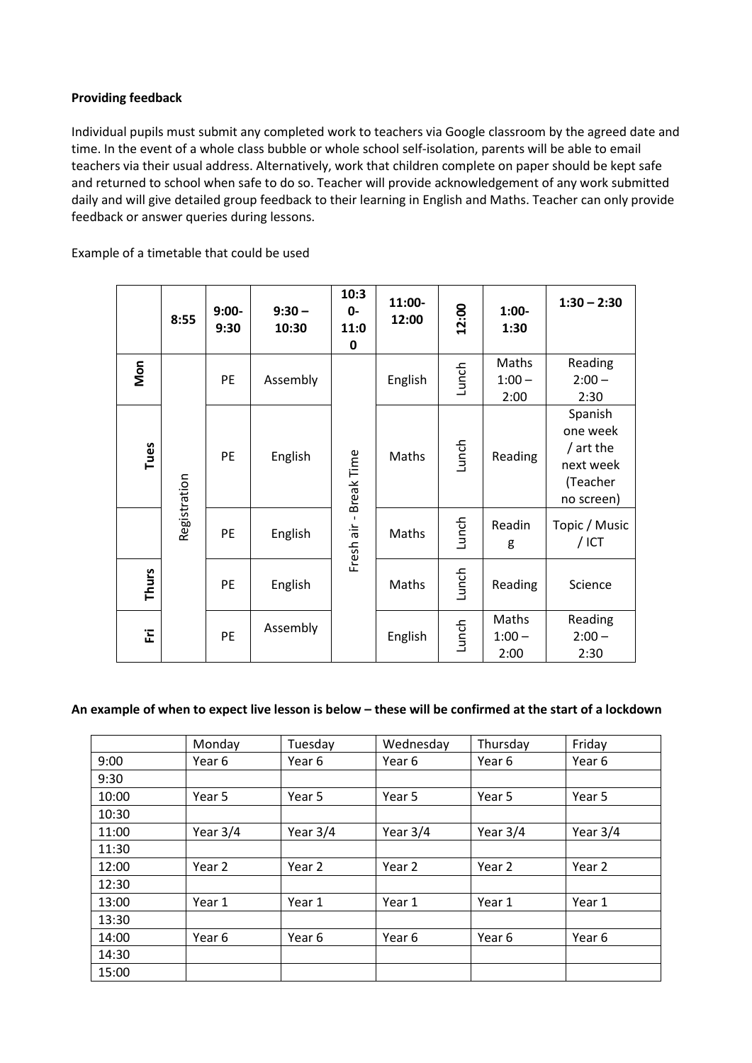**Providing feedback**

Individual pupils must submit any completed work to teachers via Google classroom by the agreed date and time. In the event of a whole class bubble or whole school self-isolation, parents will be able to email teachers via their usual address. Alternatively, work that children complete on paper should be kept safe and returned to school when safe to do so. Teacher will provide acknowledgement of any work submitted daily and will give detailed group feedback to their learning in English and Maths. Teacher can only provide feedback or answer queries during lessons.

Example of a timetable that could be used

| | 8:55 | 9:00-9:30 | 9:30 – 10:30 | 10:30-11:00 | 11:00-12:00 | 12:00 | 1:00-1:30 | 1:30 – 2:30 |
|---|---|---|---|---|---|---|---|---|
| Mon | Registration | PE | Assembly | Fresh air - Break Time | English | Lunch | Maths 1:00 – 2:00 | Reading 2:00 – 2:30 |
| Tues | Registration | PE | English | Fresh air - Break Time | Maths | Lunch | Reading | Spanish one week / art the next week (Teacher no screen) |
| | Registration | PE | English | Fresh air - Break Time | Maths | Lunch | Reading | Topic / Music / ICT |
| Thurs | Registration | PE | English | Fresh air - Break Time | Maths | Lunch | Reading | Science |
| Fri | Registration | PE | Assembly | Fresh air - Break Time | English | Lunch | Maths 1:00 – 2:00 | Reading 2:00 – 2:30 |

**An example of when to expect live lesson is below – these will be confirmed at the start of a lockdown**

| | Monday | Tuesday | Wednesday | Thursday | Friday |
|---|---|---|---|---|---|
| 9:00 | Year 6 | Year 6 | Year 6 | Year 6 | Year 6 |
| 9:30 | | | | | |
| 10:00 | Year 5 | Year 5 | Year 5 | Year 5 | Year 5 |
| 10:30 | | | | | |
| 11:00 | Year 3/4 | Year 3/4 | Year 3/4 | Year 3/4 | Year 3/4 |
| 11:30 | | | | | |
| 12:00 | Year 2 | Year 2 | Year 2 | Year 2 | Year 2 |
| 12:30 | | | | | |
| 13:00 | Year 1 | Year 1 | Year 1 | Year 1 | Year 1 |
| 13:30 | | | | | |
| 14:00 | Year 6 | Year 6 | Year 6 | Year 6 | Year 6 |
| 14:30 | | | | | |
| 15:00 | | | | | |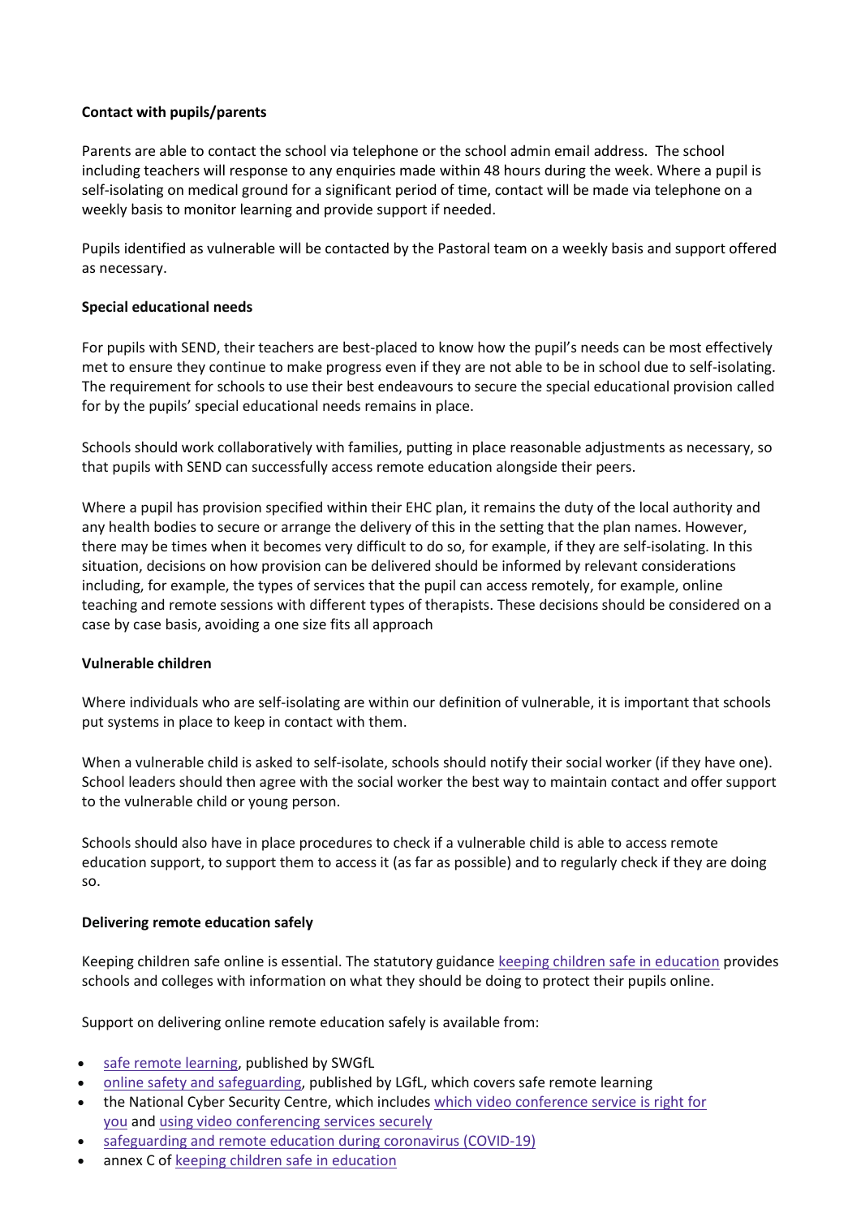**Contact with pupils/parents**

Parents are able to contact the school via telephone or the school admin email address. The school including teachers will response to any enquiries made within 48 hours during the week. Where a pupil is self-isolating on medical ground for a significant period of time, contact will be made via telephone on a weekly basis to monitor learning and provide support if needed.

Pupils identified as vulnerable will be contacted by the Pastoral team on a weekly basis and support offered as necessary.

**Special educational needs**

For pupils with SEND, their teachers are best-placed to know how the pupil's needs can be most effectively met to ensure they continue to make progress even if they are not able to be in school due to self-isolating. The requirement for schools to use their best endeavours to secure the special educational provision called for by the pupils' special educational needs remains in place.

Schools should work collaboratively with families, putting in place reasonable adjustments as necessary, so that pupils with SEND can successfully access remote education alongside their peers.

Where a pupil has provision specified within their EHC plan, it remains the duty of the local authority and any health bodies to secure or arrange the delivery of this in the setting that the plan names. However, there may be times when it becomes very difficult to do so, for example, if they are self-isolating. In this situation, decisions on how provision can be delivered should be informed by relevant considerations including, for example, the types of services that the pupil can access remotely, for example, online teaching and remote sessions with different types of therapists. These decisions should be considered on a case by case basis, avoiding a one size fits all approach

**Vulnerable children**

Where individuals who are self-isolating are within our definition of vulnerable, it is important that schools put systems in place to keep in contact with them.

When a vulnerable child is asked to self-isolate, schools should notify their social worker (if they have one). School leaders should then agree with the social worker the best way to maintain contact and offer support to the vulnerable child or young person.

Schools should also have in place procedures to check if a vulnerable child is able to access remote education support, to support them to access it (as far as possible) and to regularly check if they are doing so.

**Delivering remote education safely**

Keeping children safe online is essential. The statutory guidance keeping children safe in education provides schools and colleges with information on what they should be doing to protect their pupils online.

Support on delivering online remote education safely is available from:

- safe remote learning, published by SWGfL
- online safety and safeguarding, published by LGfL, which covers safe remote learning
- the National Cyber Security Centre, which includes which video conference service is right for you and using video conferencing services securely
- safeguarding and remote education during coronavirus (COVID-19)
- annex C of keeping children safe in education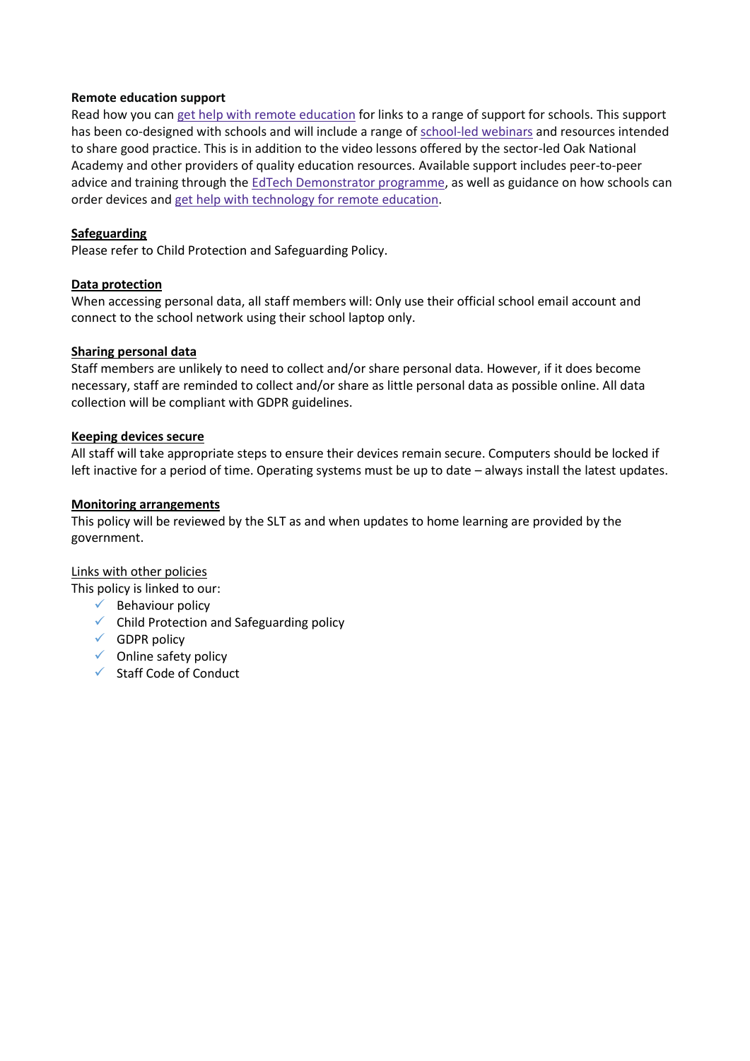**Remote education support**

Read how you can get help with remote education for links to a range of support for schools. This support has been co-designed with schools and will include a range of school-led webinars and resources intended to share good practice. This is in addition to the video lessons offered by the sector-led Oak National Academy and other providers of quality education resources. Available support includes peer-to-peer advice and training through the EdTech Demonstrator programme, as well as guidance on how schools can order devices and get help with technology for remote education.

**Safeguarding**

Please refer to Child Protection and Safeguarding Policy.

**Data protection**

When accessing personal data, all staff members will: Only use their official school email account and connect to the school network using their school laptop only.

**Sharing personal data**

Staff members are unlikely to need to collect and/or share personal data. However, if it does become necessary, staff are reminded to collect and/or share as little personal data as possible online. All data collection will be compliant with GDPR guidelines.

**Keeping devices secure**

All staff will take appropriate steps to ensure their devices remain secure. Computers should be locked if left inactive for a period of time. Operating systems must be up to date – always install the latest updates.

**Monitoring arrangements**

This policy will be reviewed by the SLT as and when updates to home learning are provided by the government.

Links with other policies

This policy is linked to our:

- ✓ Behaviour policy
- ✓ Child Protection and Safeguarding policy
- ✓ GDPR policy
- ✓ Online safety policy
- ✓ Staff Code of Conduct